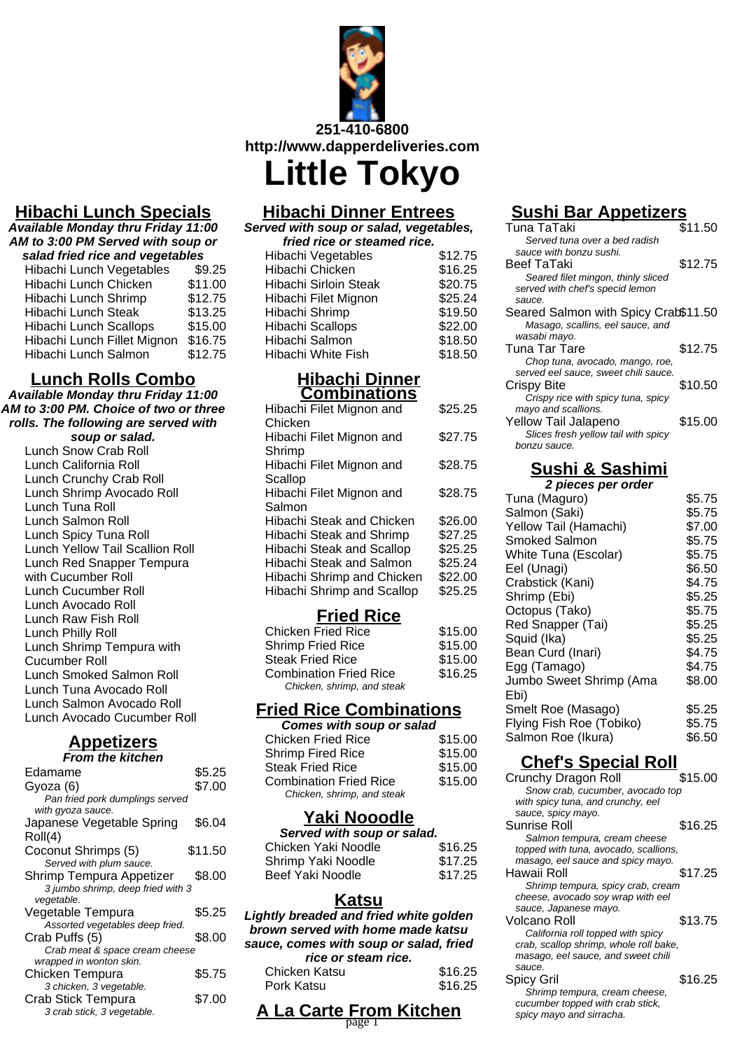251-410-6800
http://www.dapperdeliveries.com

# Little Tokyo

## Hibachi Lunch Specials

***Available Monday thru Friday 11:00 AM to 3:00 PM Served with soup or salad fried rice and vegetables***

| | |
|---|---|
| Hibachi Lunch Vegetables | $9.25 |
| Hibachi Lunch Chicken | $11.00 |
| Hibachi Lunch Shrimp | $12.75 |
| Hibachi Lunch Steak | $13.25 |
| Hibachi Lunch Scallops | $15.00 |
| Hibachi Lunch Fillet Mignon | $16.75 |
| Hibachi Lunch Salmon | $12.75 |

## Lunch Rolls Combo

***Available Monday thru Friday 11:00 AM to 3:00 PM. Choice of two or three rolls. The following are served with soup or salad.***

- Lunch Snow Crab Roll
- Lunch California Roll
- Lunch Crunchy Crab Roll
- Lunch Shrimp Avocado Roll
- Lunch Tuna Roll
- Lunch Salmon Roll
- Lunch Spicy Tuna Roll
- Lunch Yellow Tail Scallion Roll
- Lunch Red Snapper Tempura with Cucumber Roll
- Lunch Cucumber Roll
- Lunch Avocado Roll
- Lunch Raw Fish Roll
- Lunch Philly Roll
- Lunch Shrimp Tempura with Cucumber Roll
- Lunch Smoked Salmon Roll
- Lunch Tuna Avocado Roll
- Lunch Salmon Avocado Roll
- Lunch Avocado Cucumber Roll

## Appetizers

***From the kitchen***

| | |
|---|---|
| Edamame | $5.25 |
| Gyoza (6) *Pan fried pork dumplings served with gyoza sauce.* | $7.00 |
| Japanese Vegetable Spring Roll(4) | $6.04 |
| Coconut Shrimps (5) *Served with plum sauce.* | $11.50 |
| Shrimp Tempura Appetizer *3 jumbo shrimp, deep fried with 3 vegetable.* | $8.00 |
| Vegetable Tempura *Assorted vegetables deep fried.* | $5.25 |
| Crab Puffs (5) *Crab meat & space cream cheese wrapped in wonton skin.* | $8.00 |
| Chicken Tempura *3 chicken, 3 vegetable.* | $5.75 |
| Crab Stick Tempura *3 crab stick, 3 vegetable.* | $7.00 |

## Hibachi Dinner Entrees

***Served with soup or salad, vegetables, fried rice or steamed rice.***

| | |
|---|---|
| Hibachi Vegetables | $12.75 |
| Hibachi Chicken | $16.25 |
| Hibachi Sirloin Steak | $20.75 |
| Hibachi Filet Mignon | $25.24 |
| Hibachi Shrimp | $19.50 |
| Hibachi Scallops | $22.00 |
| Hibachi Salmon | $18.50 |
| Hibachi White Fish | $18.50 |

## Hibachi Dinner Combinations

| | |
|---|---|
| Hibachi Filet Mignon and Chicken | $25.25 |
| Hibachi Filet Mignon and Shrimp | $27.75 |
| Hibachi Filet Mignon and Scallop | $28.75 |
| Hibachi Filet Mignon and Salmon | $28.75 |
| Hibachi Steak and Chicken | $26.00 |
| Hibachi Steak and Shrimp | $27.25 |
| Hibachi Steak and Scallop | $25.25 |
| Hibachi Steak and Salmon | $25.24 |
| Hibachi Shrimp and Chicken | $22.00 |
| Hibachi Shrimp and Scallop | $25.25 |

## Fried Rice

| | |
|---|---|
| Chicken Fried Rice | $15.00 |
| Shrimp Fried Rice | $15.00 |
| Steak Fried Rice | $15.00 |
| Combination Fried Rice *Chicken, shrimp, and steak* | $16.25 |

## Fried Rice Combinations

***Comes with soup or salad***

| | |
|---|---|
| Chicken Fried Rice | $15.00 |
| Shrimp Fried Rice | $15.00 |
| Steak Fried Rice | $15.00 |
| Combination Fried Rice *Chicken, shrimp, and steak* | $15.00 |

## Yaki Nooodle

***Served with soup or salad.***

| | |
|---|---|
| Chicken Yaki Noodle | $16.25 |
| Shrimp Yaki Noodle | $17.25 |
| Beef Yaki Noodle | $17.25 |

## Katsu

***Lightly breaded and fried white golden brown served with home made katsu sauce, comes with soup or salad, fried rice or steam rice.***

| | |
|---|---|
| Chicken Katsu | $16.25 |
| Pork Katsu | $16.25 |

## A La Carte From Kitchen

## Sushi Bar Appetizers

| | |
|---|---|
| Tuna TaTaki *Served tuna over a bed radish sauce with bonzu sushi.* | $11.50 |
| Beef TaTaki *Seared filet mingon, thinly sliced served with chef's specid lemon sauce.* | $12.75 |
| Seared Salmon with Spicy Crab *Masago, scallins, eel sauce, and wasabi mayo.* | $11.50 |
| Tuna Tar Tare *Chop tuna, avocado, mango, roe, served eel sauce, sweet chili sauce.* | $12.75 |
| Crispy Bite *Crispy rice with spicy tuna, spicy mayo and scallions.* | $10.50 |
| Yellow Tail Jalapeno *Slices fresh yellow tail with spicy bonzu sauce.* | $15.00 |

## Sushi & Sashimi

***2 pieces per order***

| | |
|---|---|
| Tuna (Maguro) | $5.75 |
| Salmon (Saki) | $5.75 |
| Yellow Tail (Hamachi) | $7.00 |
| Smoked Salmon | $5.75 |
| White Tuna (Escolar) | $5.75 |
| Eel (Unagi) | $6.50 |
| Crabstick (Kani) | $4.75 |
| Shrimp (Ebi) | $5.25 |
| Octopus (Tako) | $5.75 |
| Red Snapper (Tai) | $5.25 |
| Squid (Ika) | $5.25 |
| Bean Curd (Inari) | $4.75 |
| Egg (Tamago) | $4.75 |
| Jumbo Sweet Shrimp (Ama Ebi) | $8.00 |
| Smelt Roe (Masago) | $5.25 |
| Flying Fish Roe (Tobiko) | $5.75 |
| Salmon Roe (Ikura) | $6.50 |

## Chef's Special Roll

| | |
|---|---|
| Crunchy Dragon Roll *Snow crab, cucumber, avocado top with spicy tuna, and crunchy, eel sauce, spicy mayo.* | $15.00 |
| Sunrise Roll *Salmon tempura, cream cheese topped with tuna, avocado, scallions, masago, eel sauce and spicy mayo.* | $16.25 |
| Hawaii Roll *Shrimp tempura, spicy crab, cream cheese, avocado soy wrap with eel sauce, Japanese mayo.* | $17.25 |
| Volcano Roll *California roll topped with spicy crab, scallop shrimp, whole roll bake, masago, eel sauce, and sweet chili sauce.* | $13.75 |
| Spicy Gril *Shrimp tempura, cream cheese, cucumber topped with crab stick, spicy mayo and sirracha.* | $16.25 |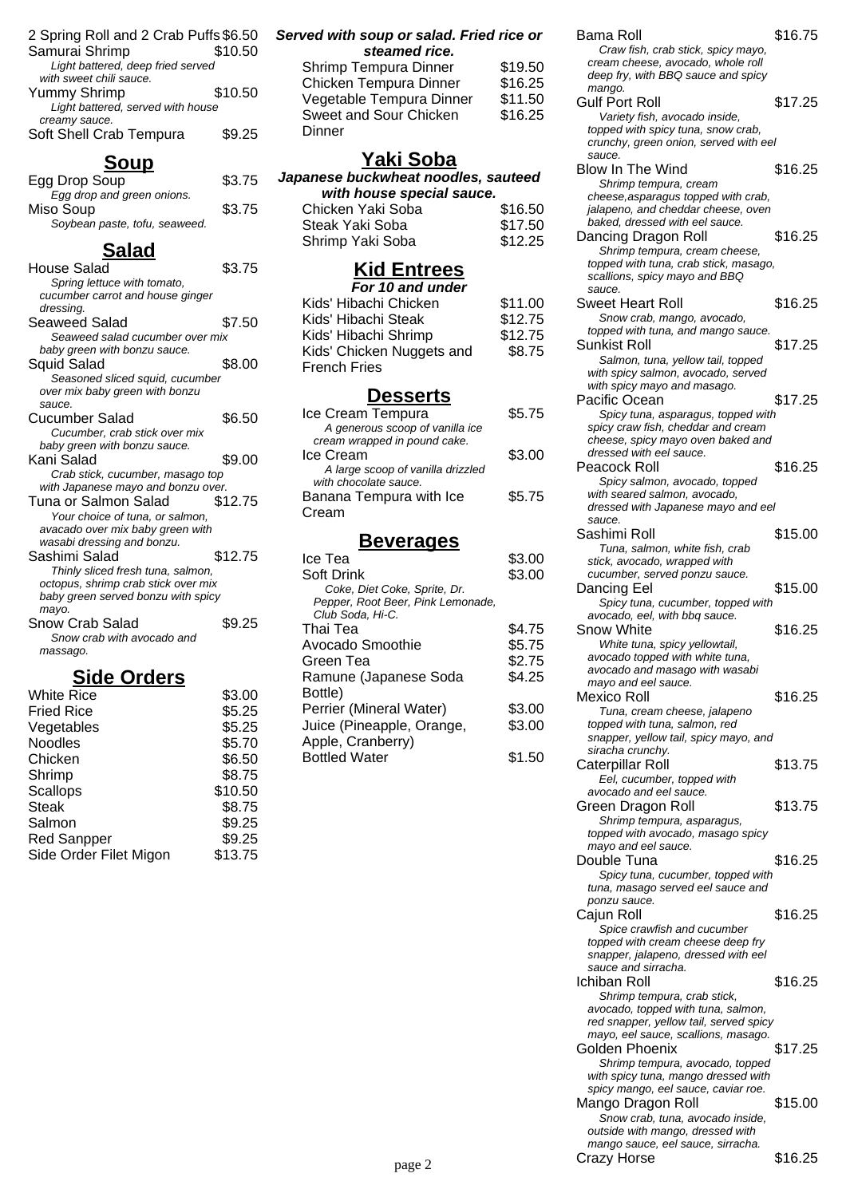2 Spring Roll and 2 Crab Puffs $6.50

Samurai Shrimp $10.50
*Light battered, deep fried served with sweet chili sauce.*

Yummy Shrimp $10.50
*Light battered, served with house creamy sauce.*

Soft Shell Crab Tempura $9.25

## Soup

Egg Drop Soup $3.75
*Egg drop and green onions.*

Miso Soup $3.75
*Soybean paste, tofu, seaweed.*

## Salad

House Salad $3.75
*Spring lettuce with tomato, cucumber carrot and house ginger dressing.*

Seaweed Salad $7.50
*Seaweed salad cucumber over mix baby green with bonzu sauce.*

Squid Salad $8.00
*Seasoned sliced squid, cucumber over mix baby green with bonzu sauce.*

Cucumber Salad $6.50
*Cucumber, crab stick over mix baby green with bonzu sauce.*

Kani Salad $9.00
*Crab stick, cucumber, masago top with Japanese mayo and bonzu over.*

Tuna or Salmon Salad $12.75
*Your choice of tuna, or salmon, avacado over mix baby green with wasabi dressing and bonzu.*

Sashimi Salad $12.75
*Thinly sliced fresh tuna, salmon, octopus, shrimp crab stick over mix baby green served bonzu with spicy mayo.*

Snow Crab Salad $9.25
*Snow crab with avocado and massago.*

## Side Orders

| | |
|---|---|
| White Rice | $3.00 |
| Fried Rice | $5.25 |
| Vegetables | $5.25 |
| Noodles | $5.70 |
| Chicken | $6.50 |
| Shrimp | $8.75 |
| Scallops | $10.50 |
| Steak | $8.75 |
| Salmon | $9.25 |
| Red Sanpper | $9.25 |
| Side Order Filet Migon | $13.75 |

***Served with soup or salad. Fried rice or steamed rice.***

| | |
|---|---|
| Shrimp Tempura Dinner | $19.50 |
| Chicken Tempura Dinner | $16.25 |
| Vegetable Tempura Dinner | $11.50 |
| Sweet and Sour Chicken Dinner | $16.25 |

## Yaki Soba

***Japanese buckwheat noodles, sauteed with house special sauce.***

| | |
|---|---|
| Chicken Yaki Soba | $16.50 |
| Steak Yaki Soba | $17.50 |
| Shrimp Yaki Soba | $12.25 |

## Kid Entrees

***For 10 and under***

| | |
|---|---|
| Kids' Hibachi Chicken | $11.00 |
| Kids' Hibachi Steak | $12.75 |
| Kids' Hibachi Shrimp | $12.75 |
| Kids' Chicken Nuggets and French Fries | $8.75 |

## Desserts

Ice Cream Tempura $5.75
*A generous scoop of vanilla ice cream wrapped in pound cake.*

Ice Cream $3.00
*A large scoop of vanilla drizzled with chocolate sauce.*

Banana Tempura with Ice Cream $5.75

## Beverages

Ice Tea $3.00

Soft Drink $3.00
*Coke, Diet Coke, Sprite, Dr. Pepper, Root Beer, Pink Lemonade, Club Soda, Hi-C.*

| | |
|---|---|
| Thai Tea | $4.75 |
| Avocado Smoothie | $5.75 |
| Green Tea | $2.75 |
| Ramune (Japanese Soda Bottle) | $4.25 |
| Perrier (Mineral Water) | $3.00 |
| Juice (Pineapple, Orange, Apple, Cranberry) | $3.00 |
| Bottled Water | $1.50 |

Bama Roll $16.75
*Craw fish, crab stick, spicy mayo, cream cheese, avocado, whole roll deep fry, with BBQ sauce and spicy mango.*

Gulf Port Roll $17.25
*Variety fish, avocado inside, topped with spicy tuna, snow crab, crunchy, green onion, served with eel sauce.*

Blow In The Wind $16.25
*Shrimp tempura, cream cheese,asparagus topped with crab, jalapeno, and cheddar cheese, oven baked, dressed with eel sauce.*

Dancing Dragon Roll $16.25
*Shrimp tempura, cream cheese, topped with tuna, crab stick, masago, scallions, spicy mayo and BBQ sauce.*

Sweet Heart Roll $16.25
*Snow crab, mango, avocado, topped with tuna, and mango sauce.*

Sunkist Roll $17.25
*Salmon, tuna, yellow tail, topped with spicy salmon, avocado, served with spicy mayo and masago.*

Pacific Ocean $17.25
*Spicy tuna, asparagus, topped with spicy craw fish, cheddar and cream cheese, spicy mayo oven baked and dressed with eel sauce.*

Peacock Roll $16.25
*Spicy salmon, avocado, topped with seared salmon, avocado, dressed with Japanese mayo and eel sauce.*

Sashimi Roll $15.00
*Tuna, salmon, white fish, crab stick, avocado, wrapped with cucumber, served ponzu sauce.*

Dancing Eel $15.00
*Spicy tuna, cucumber, topped with avocado, eel, with bbq sauce.*

Snow White $16.25
*White tuna, spicy yellowtail, avocado topped with white tuna, avocado and masago with wasabi mayo and eel sauce.*

Mexico Roll $16.25
*Tuna, cream cheese, jalapeno topped with tuna, salmon, red snapper, yellow tail, spicy mayo, and siracha crunchy.*

Caterpillar Roll $13.75
*Eel, cucumber, topped with avocado and eel sauce.*

Green Dragon Roll $13.75
*Shrimp tempura, asparagus, topped with avocado, masago spicy mayo and eel sauce.*

Double Tuna $16.25
*Spicy tuna, cucumber, topped with tuna, masago served eel sauce and ponzu sauce.*

Cajun Roll $16.25
*Spice crawfish and cucumber topped with cream cheese deep fry snapper, jalapeno, dressed with eel sauce and sirracha.*

Ichiban Roll $16.25
*Shrimp tempura, crab stick, avocado, topped with tuna, salmon, red snapper, yellow tail, served spicy mayo, eel sauce, scallions, masago.*

Golden Phoenix $17.25
*Shrimp tempura, avocado, topped with spicy tuna, mango dressed with spicy mango, eel sauce, caviar roe.*

Mango Dragon Roll $15.00
*Snow crab, tuna, avocado inside, outside with mango, dressed with mango sauce, eel sauce, sirracha.*

Crazy Horse $16.25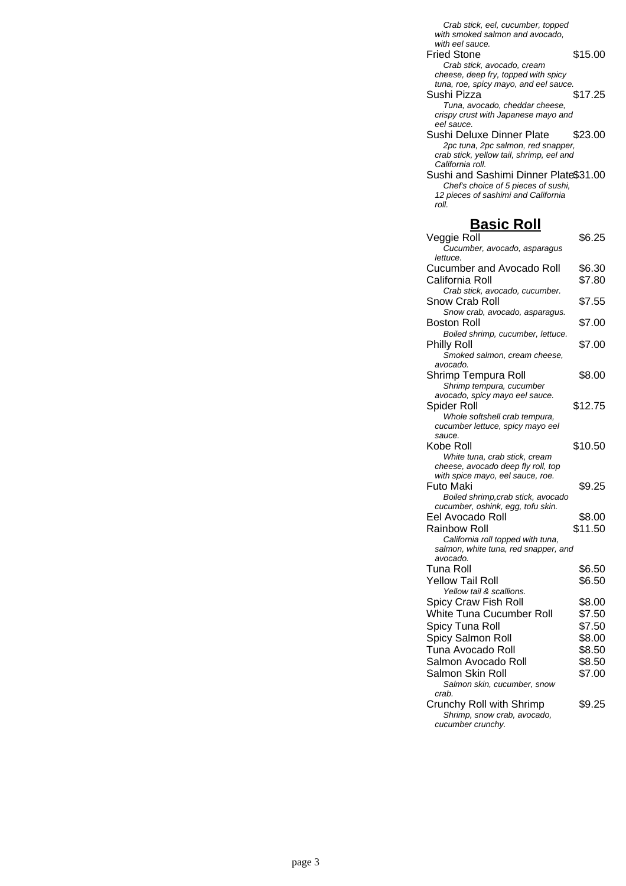*Crab stick, eel, cucumber, topped with smoked salmon and avocado, with eel sauce.*

Fried Stone $15.00
*Crab stick, avocado, cream cheese, deep fry, topped with spicy tuna, roe, spicy mayo, and eel sauce.*

Sushi Pizza $17.25
*Tuna, avocado, cheddar cheese, crispy crust with Japanese mayo and eel sauce.*

Sushi Deluxe Dinner Plate $23.00
*2pc tuna, 2pc salmon, red snapper, crab stick, yellow tail, shrimp, eel and California roll.*

Sushi and Sashimi Dinner Plate $31.00
*Chef's choice of 5 pieces of sushi, 12 pieces of sashimi and California roll.*

## Basic Roll

Veggie Roll $6.25
*Cucumber, avocado, asparagus lettuce.*

Cucumber and Avocado Roll $6.30

California Roll $7.80
*Crab stick, avocado, cucumber.*

Snow Crab Roll $7.55
*Snow crab, avocado, asparagus.*

Boston Roll $7.00
*Boiled shrimp, cucumber, lettuce.*

Philly Roll $7.00
*Smoked salmon, cream cheese, avocado.*

Shrimp Tempura Roll $8.00
*Shrimp tempura, cucumber avocado, spicy mayo eel sauce.*

Spider Roll $12.75
*Whole softshell crab tempura, cucumber lettuce, spicy mayo eel sauce.*

Kobe Roll $10.50
*White tuna, crab stick, cream cheese, avocado deep fly roll, top with spice mayo, eel sauce, roe.*

Futo Maki $9.25
*Boiled shrimp,crab stick, avocado cucumber, oshink, egg, tofu skin.*

Eel Avocado Roll $8.00

Rainbow Roll $11.50
*California roll topped with tuna, salmon, white tuna, red snapper, and avocado.*

Tuna Roll $6.50

Yellow Tail Roll $6.50
*Yellow tail & scallions.*

Spicy Craw Fish Roll $8.00

White Tuna Cucumber Roll $7.50

Spicy Tuna Roll $7.50

Spicy Salmon Roll $8.00

Tuna Avocado Roll $8.50

Salmon Avocado Roll $8.50

Salmon Skin Roll $7.00
*Salmon skin, cucumber, snow crab.*

Crunchy Roll with Shrimp $9.25
*Shrimp, snow crab, avocado, cucumber crunchy.*